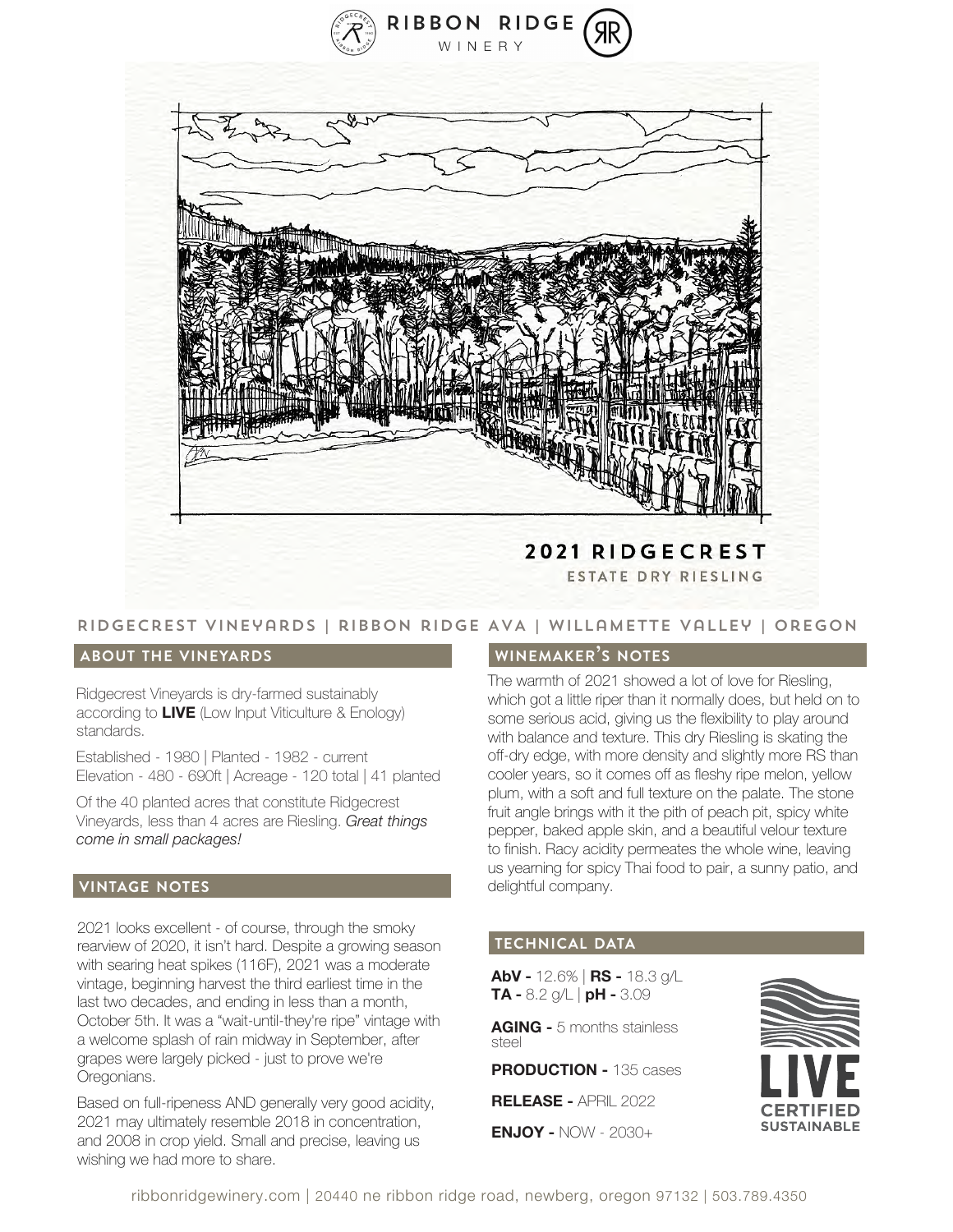RIBBON RIDGE WINERY

# 2021 RIDGECREST

## ESTATE DRY RIESLING

RIDGECREST VINEYARDS | RIBBON RIDGE AVA | WILLAMETTE VALLEY | OREGON

### ABOUT THE VINEYARDS

Ridgecrest Vineyards is dry-farmed sustainably according to **LIVE** (Low Input Viticulture & Enology) standards.

Established - 1980 | Planted - 1982 - current
Elevation - 480 - 690ft | Acreage - 120 total | 41 planted

Of the 40 planted acres that constitute Ridgecrest Vineyards, less than 4 acres are Riesling. *Great things come in small packages!*

### VINTAGE NOTES

2021 looks excellent - of course, through the smoky rearview of 2020, it isn't hard. Despite a growing season with searing heat spikes (116F), 2021 was a moderate vintage, beginning harvest the third earliest time in the last two decades, and ending in less than a month, October 5th. It was a "wait-until-they're ripe" vintage with a welcome splash of rain midway in September, after grapes were largely picked - just to prove we're Oregonians.

Based on full-ripeness AND generally very good acidity, 2021 may ultimately resemble 2018 in concentration, and 2008 in crop yield. Small and precise, leaving us wishing we had more to share.

### WINEMAKER'S NOTES

The warmth of 2021 showed a lot of love for Riesling, which got a little riper than it normally does, but held on to some serious acid, giving us the flexibility to play around with balance and texture. This dry Riesling is skating the off-dry edge, with more density and slightly more RS than cooler years, so it comes off as fleshy ripe melon, yellow plum, with a soft and full texture on the palate. The stone fruit angle brings with it the pith of peach pit, spicy white pepper, baked apple skin, and a beautiful velour texture to finish. Racy acidity permeates the whole wine, leaving us yearning for spicy Thai food to pair, a sunny patio, and delightful company.

### TECHNICAL DATA

**AbV -** 12.6% | **RS -** 18.3 g/L
**TA -** 8.2 g/L | **pH -** 3.09

**AGING -** 5 months stainless steel

**PRODUCTION -** 135 cases

**RELEASE -** APRIL 2022

**ENJOY -** NOW - 2030+

LIVE CERTIFIED SUSTAINABLE

ribbonridgewinery.com | 20440 ne ribbon ridge road, newberg, oregon 97132 | 503.789.4350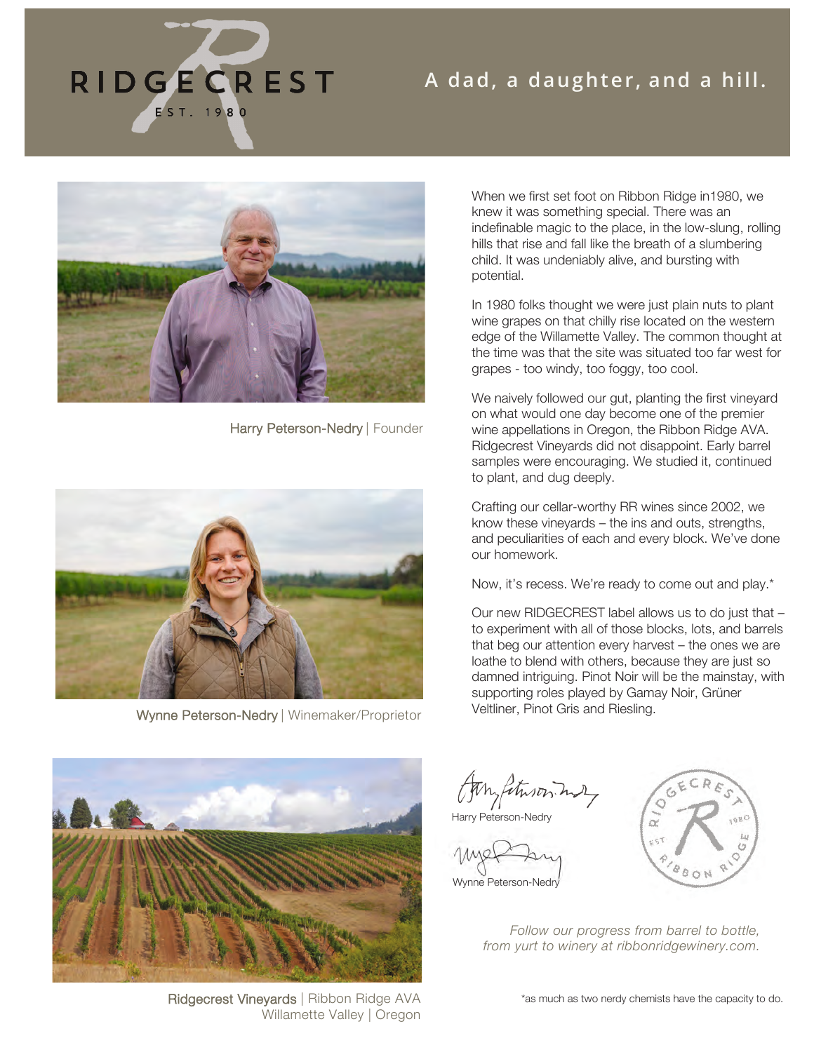# RIDGECREST

EST. 1980

## A dad, a daughter, and a hill.

Harry Peterson-Nedry | Founder

Wynne Peterson-Nedry | Winemaker/Proprietor

When we first set foot on Ribbon Ridge in1980, we knew it was something special. There was an indefinable magic to the place, in the low-slung, rolling hills that rise and fall like the breath of a slumbering child. It was undeniably alive, and bursting with potential.

In 1980 folks thought we were just plain nuts to plant wine grapes on that chilly rise located on the western edge of the Willamette Valley. The common thought at the time was that the site was situated too far west for grapes - too windy, too foggy, too cool.

We naively followed our gut, planting the first vineyard on what would one day become one of the premier wine appellations in Oregon, the Ribbon Ridge AVA. Ridgecrest Vineyards did not disappoint. Early barrel samples were encouraging. We studied it, continued to plant, and dug deeply.

Crafting our cellar-worthy RR wines since 2002, we know these vineyards – the ins and outs, strengths, and peculiarities of each and every block. We've done our homework.

Now, it's recess. We're ready to come out and play.*

Our new RIDGECREST label allows us to do just that – to experiment with all of those blocks, lots, and barrels that beg our attention every harvest – the ones we are loathe to blend with others, because they are just so damned intriguing. Pinot Noir will be the mainstay, with supporting roles played by Gamay Noir, Grüner Veltliner, Pinot Gris and Riesling.

Harry Peterson-Nedry

Wynne Peterson-Nedry

RIDGECREST 1980 EST RIBBON RIDGE

Ridgecrest Vineyards | Ribbon Ridge AVA
Willamette Valley | Oregon

*Follow our progress from barrel to bottle, from yurt to winery at ribbonridgewinery.com.*

*as much as two nerdy chemists have the capacity to do.